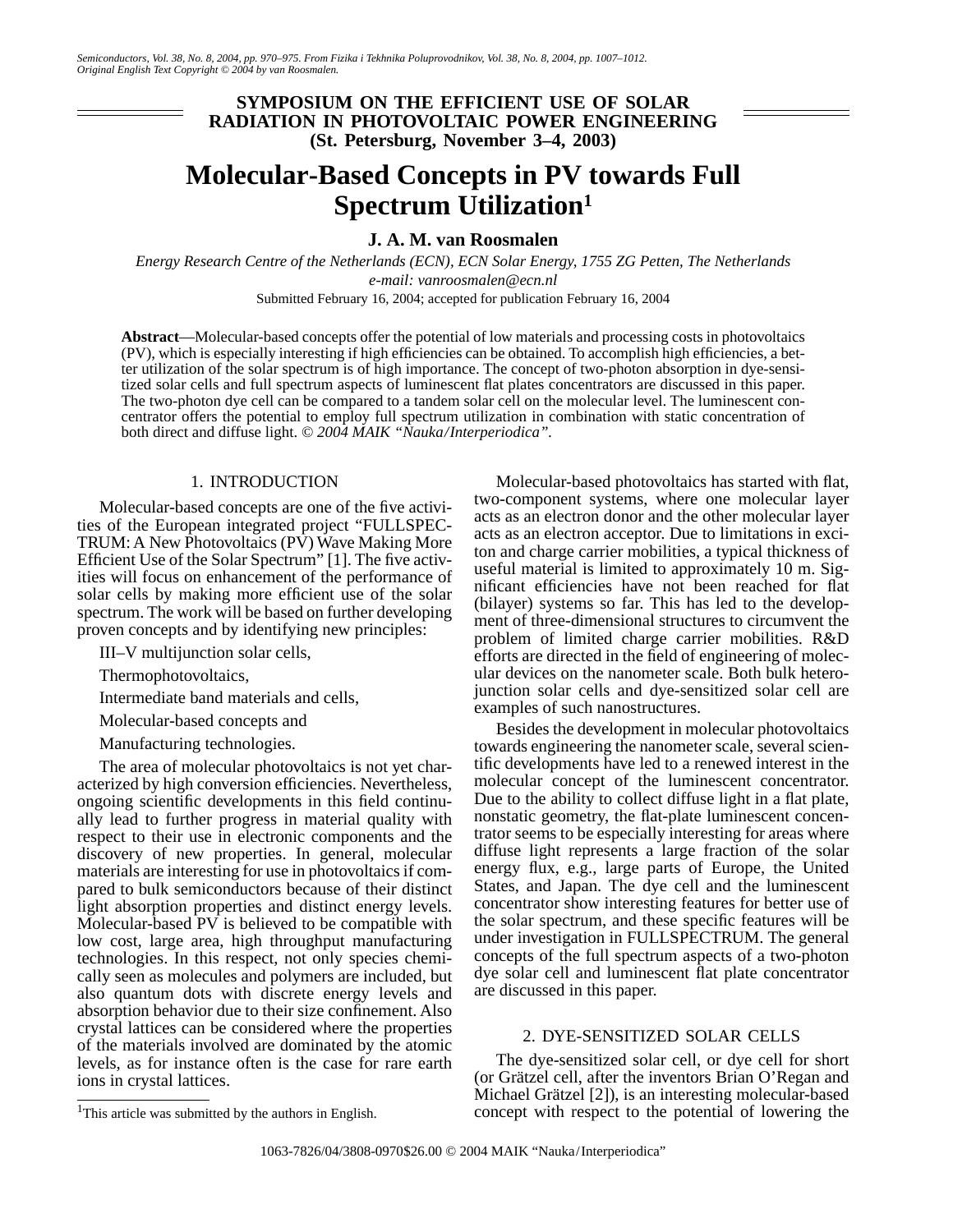SYMPOSIUM ON THE EFFICIENT USE OF SOLAR RADIATION IN PHOTOVOLTAIC POWER ENGINEERING (St. Petersburg, November 3–4, 2003)

# Molecular-Based Concepts in PV towards Full Spectrum Utilization[1]

**J. A. M. van Roosmalen**

*Energy Research Centre of the Netherlands (ECN), ECN Solar Energy, 1755 ZG Petten, The Netherlands*
*e-mail: vanroosmalen@ecn.nl*

Submitted February 16, 2004; accepted for publication February 16, 2004

**Abstract**—Molecular-based concepts offer the potential of low materials and processing costs in photovoltaics (PV), which is especially interesting if high efficiencies can be obtained. To accomplish high efficiencies, a better utilization of the solar spectrum is of high importance. The concept of two-photon absorption in dye-sensitized solar cells and full spectrum aspects of luminescent flat plates concentrators are discussed in this paper. The two-photon dye cell can be compared to a tandem solar cell on the molecular level. The luminescent concentrator offers the potential to employ full spectrum utilization in combination with static concentration of both direct and diffuse light. *© 2004 MAIK "Nauka/Interperiodica".*

## 1. INTRODUCTION

Molecular-based concepts are one of the five activities of the European integrated project "FULLSPECTRUM: A New Photovoltaics (PV) Wave Making More Efficient Use of the Solar Spectrum" [1]. The five activities will focus on enhancement of the performance of solar cells by making more efficient use of the solar spectrum. The work will be based on further developing proven concepts and by identifying new principles:

III–V multijunction solar cells,

Thermophotovoltaics,

Intermediate band materials and cells,

Molecular-based concepts and

Manufacturing technologies.

The area of molecular photovoltaics is not yet characterized by high conversion efficiencies. Nevertheless, ongoing scientific developments in this field continually lead to further progress in material quality with respect to their use in electronic components and the discovery of new properties. In general, molecular materials are interesting for use in photovoltaics if compared to bulk semiconductors because of their distinct light absorption properties and distinct energy levels. Molecular-based PV is believed to be compatible with low cost, large area, high throughput manufacturing technologies. In this respect, not only species chemically seen as molecules and polymers are included, but also quantum dots with discrete energy levels and absorption behavior due to their size confinement. Also crystal lattices can be considered where the properties of the materials involved are dominated by the atomic levels, as for instance often is the case for rare earth ions in crystal lattices.

Molecular-based photovoltaics has started with flat, two-component systems, where one molecular layer acts as an electron donor and the other molecular layer acts as an electron acceptor. Due to limitations in exciton and charge carrier mobilities, a typical thickness of useful material is limited to approximately 10 m. Significant efficiencies have not been reached for flat (bilayer) systems so far. This has led to the development of three-dimensional structures to circumvent the problem of limited charge carrier mobilities. R&D efforts are directed in the field of engineering of molecular devices on the nanometer scale. Both bulk heterojunction solar cells and dye-sensitized solar cell are examples of such nanostructures.

Besides the development in molecular photovoltaics towards engineering the nanometer scale, several scientific developments have led to a renewed interest in the molecular concept of the luminescent concentrator. Due to the ability to collect diffuse light in a flat plate, nonstatic geometry, the flat-plate luminescent concentrator seems to be especially interesting for areas where diffuse light represents a large fraction of the solar energy flux, e.g., large parts of Europe, the United States, and Japan. The dye cell and the luminescent concentrator show interesting features for better use of the solar spectrum, and these specific features will be under investigation in FULLSPECTRUM. The general concepts of the full spectrum aspects of a two-photon dye solar cell and luminescent flat plate concentrator are discussed in this paper.

## 2. DYE-SENSITIZED SOLAR CELLS

The dye-sensitized solar cell, or dye cell for short (or Grätzel cell, after the inventors Brian O'Regan and Michael Grätzel [2]), is an interesting molecular-based concept with respect to the potential of lowering the

[1] This article was submitted by the authors in English.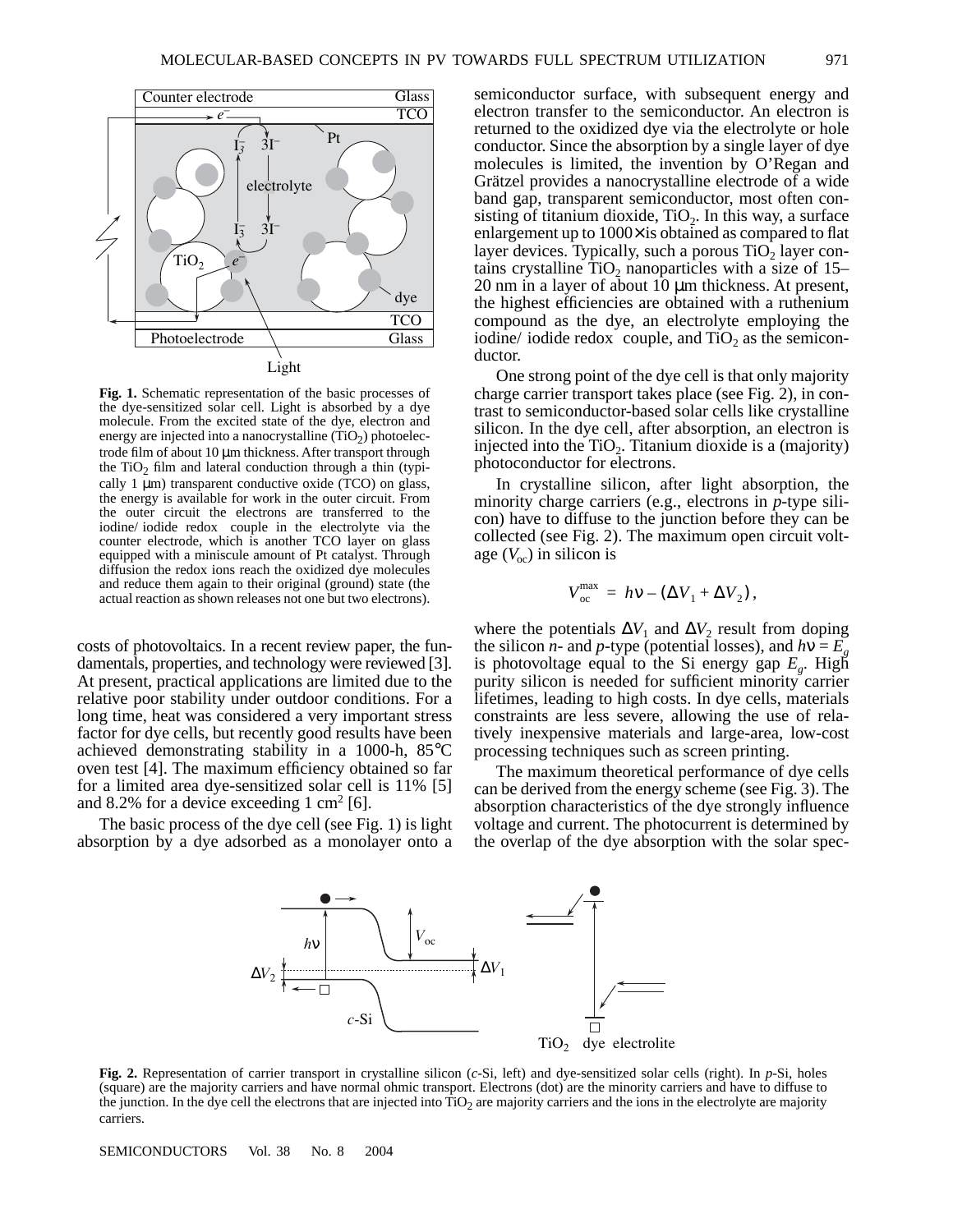**Fig. 1.** Schematic representation of the basic processes of the dye-sensitized solar cell. Light is absorbed by a dye molecule. From the excited state of the dye, electron and energy are injected into a nanocrystalline ($TiO_2$) photoelectrode film of about 10 μm thickness. After transport through the $TiO_2$ film and lateral conduction through a thin (typically 1 μm) transparent conductive oxide (TCO) on glass, the energy is available for work in the outer circuit. From the outer circuit the electrons are transferred to the iodine/ iodide redox couple in the electrolyte via the counter electrode, which is another TCO layer on glass equipped with a miniscule amount of Pt catalyst. Through diffusion the redox ions reach the oxidized dye molecules and reduce them again to their original (ground) state (the actual reaction as shown releases not one but two electrons).

costs of photovoltaics. In a recent review paper, the fundamentals, properties, and technology were reviewed [3]. At present, practical applications are limited due to the relative poor stability under outdoor conditions. For a long time, heat was considered a very important stress factor for dye cells, but recently good results have been achieved demonstrating stability in a 1000-h, 85°C oven test [4]. The maximum efficiency obtained so far for a limited area dye-sensitized solar cell is 11% [5] and 8.2% for a device exceeding 1 cm$^2$ [6].

The basic process of the dye cell (see Fig. 1) is light absorption by a dye adsorbed as a monolayer onto a semiconductor surface, with subsequent energy and electron transfer to the semiconductor. An electron is returned to the oxidized dye via the electrolyte or hole conductor. Since the absorption by a single layer of dye molecules is limited, the invention by O'Regan and Grätzel provides a nanocrystalline electrode of a wide band gap, transparent semiconductor, most often consisting of titanium dioxide, $TiO_2$. In this way, a surface enlargement up to 1000× is obtained as compared to flat layer devices. Typically, such a porous $TiO_2$ layer contains crystalline $TiO_2$ nanoparticles with a size of 15–20 nm in a layer of about 10 μm thickness. At present, the highest efficiencies are obtained with a ruthenium compound as the dye, an electrolyte employing the iodine/ iodide redox couple, and $TiO_2$ as the semiconductor.

One strong point of the dye cell is that only majority charge carrier transport takes place (see Fig. 2), in contrast to semiconductor-based solar cells like crystalline silicon. In the dye cell, after absorption, an electron is injected into the $TiO_2$. Titanium dioxide is a (majority) photoconductor for electrons.

In crystalline silicon, after light absorption, the minority charge carriers (e.g., electrons in *p*-type silicon) have to diffuse to the junction before they can be collected (see Fig. 2). The maximum open circuit voltage ($V_{oc}$) in silicon is

$$V_{oc}^{max} = h\nu - (\Delta V_1 + \Delta V_2),$$

where the potentials $\Delta V_1$ and $\Delta V_2$ result from doping the silicon *n*- and *p*-type (potential losses), and $h\nu = E_g$ is photovoltage equal to the Si energy gap $E_g$. High purity silicon is needed for sufficient minority carrier lifetimes, leading to high costs. In dye cells, materials constraints are less severe, allowing the use of relatively inexpensive materials and large-area, low-cost processing techniques such as screen printing.

The maximum theoretical performance of dye cells can be derived from the energy scheme (see Fig. 3). The absorption characteristics of the dye strongly influence voltage and current. The photocurrent is determined by the overlap of the dye absorption with the solar spec-

**Fig. 2.** Representation of carrier transport in crystalline silicon (*c*-Si, left) and dye-sensitized solar cells (right). In *p*-Si, holes (square) are the majority carriers and have normal ohmic transport. Electrons (dot) are the minority carriers and have to diffuse to the junction. In the dye cell the electrons that are injected into $TiO_2$ are majority carriers and the ions in the electrolyte are majority carriers.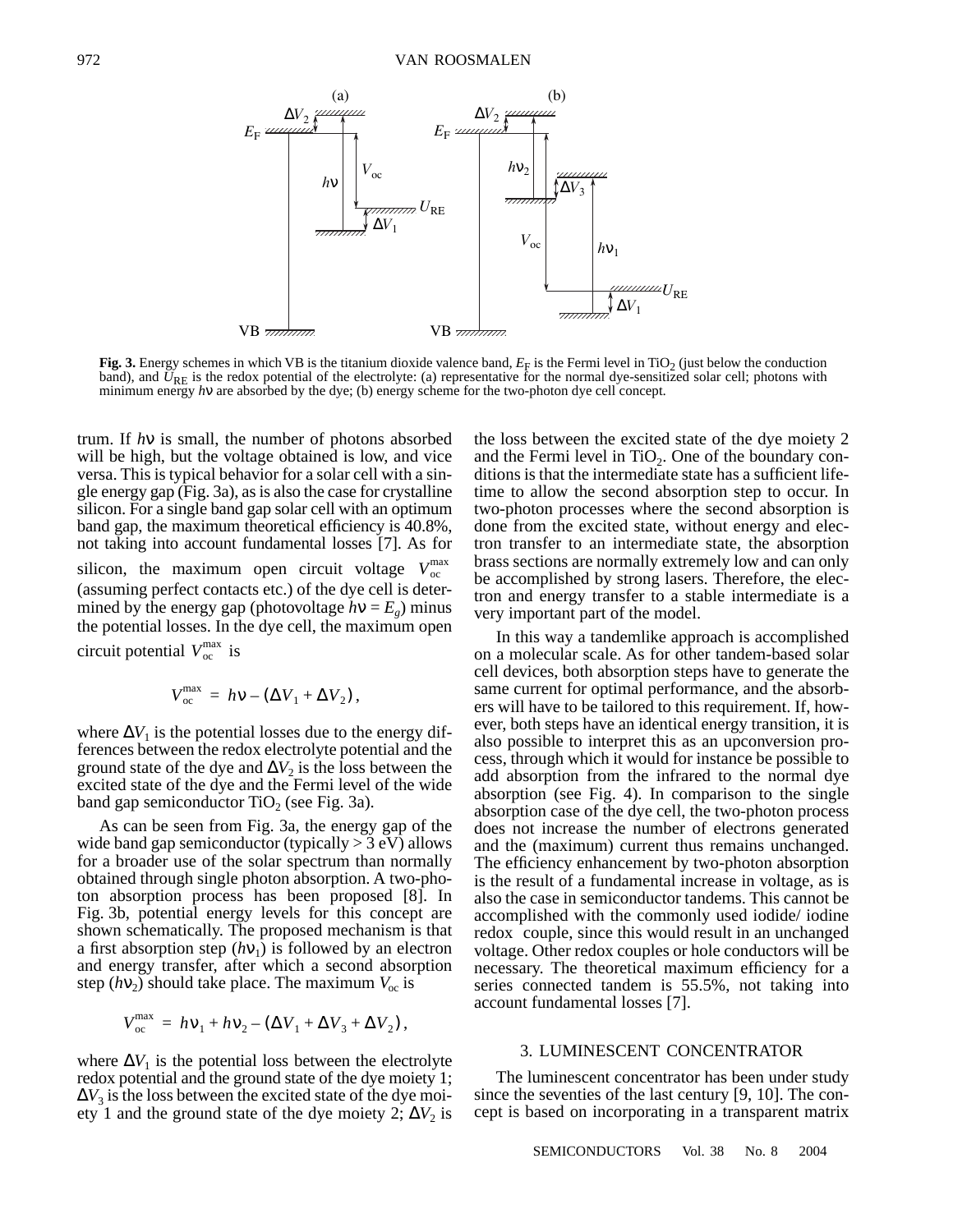**Fig. 3.** Energy schemes in which VB is the titanium dioxide valence band, $E_F$ is the Fermi level in $TiO_2$ (just below the conduction band), and $U_{RE}$ is the redox potential of the electrolyte: (a) representative for the normal dye-sensitized solar cell; photons with minimum energy $h\nu$ are absorbed by the dye; (b) energy scheme for the two-photon dye cell concept.

trum. If $h\nu$ is small, the number of photons absorbed will be high, but the voltage obtained is low, and vice versa. This is typical behavior for a solar cell with a single energy gap (Fig. 3a), as is also the case for crystalline silicon. For a single band gap solar cell with an optimum band gap, the maximum theoretical efficiency is 40.8%, not taking into account fundamental losses [7]. As for silicon, the maximum open circuit voltage $V_{oc}^{max}$ (assuming perfect contacts etc.) of the dye cell is determined by the energy gap (photovoltage $h\nu = E_g$) minus the potential losses. In the dye cell, the maximum open circuit potential $V_{oc}^{max}$ is

$$V_{oc}^{max} = h\nu - (\Delta V_1 + \Delta V_2),$$

where $\Delta V_1$ is the potential losses due to the energy differences between the redox electrolyte potential and the ground state of the dye and $\Delta V_2$ is the loss between the excited state of the dye and the Fermi level of the wide band gap semiconductor $TiO_2$ (see Fig. 3a).

As can be seen from Fig. 3a, the energy gap of the wide band gap semiconductor (typically > 3 eV) allows for a broader use of the solar spectrum than normally obtained through single photon absorption. A two-photon absorption process has been proposed [8]. In Fig. 3b, potential energy levels for this concept are shown schematically. The proposed mechanism is that a first absorption step ($h\nu_1$) is followed by an electron and energy transfer, after which a second absorption step ($h\nu_2$) should take place. The maximum $V_{oc}$ is

$$V_{oc}^{max} = h\nu_1 + h\nu_2 - (\Delta V_1 + \Delta V_3 + \Delta V_2),$$

where $\Delta V_1$ is the potential loss between the electrolyte redox potential and the ground state of the dye moiety 1; $\Delta V_3$ is the loss between the excited state of the dye moiety 1 and the ground state of the dye moiety 2; $\Delta V_2$ is the loss between the excited state of the dye moiety 2 and the Fermi level in $TiO_2$. One of the boundary conditions is that the intermediate state has a sufficient lifetime to allow the second absorption step to occur. In two-photon processes where the second absorption is done from the excited state, without energy and electron transfer to an intermediate state, the absorption brass sections are normally extremely low and can only be accomplished by strong lasers. Therefore, the electron and energy transfer to a stable intermediate is a very important part of the model.

In this way a tandemlike approach is accomplished on a molecular scale. As for other tandem-based solar cell devices, both absorption steps have to generate the same current for optimal performance, and the absorbers will have to be tailored to this requirement. If, however, both steps have an identical energy transition, it is also possible to interpret this as an upconversion process, through which it would for instance be possible to add absorption from the infrared to the normal dye absorption (see Fig. 4). In comparison to the single absorption case of the dye cell, the two-photon process does not increase the number of electrons generated and the (maximum) current thus remains unchanged. The efficiency enhancement by two-photon absorption is the result of a fundamental increase in voltage, as is also the case in semiconductor tandems. This cannot be accomplished with the commonly used iodide/ iodine redox couple, since this would result in an unchanged voltage. Other redox couples or hole conductors will be necessary. The theoretical maximum efficiency for a series connected tandem is 55.5%, not taking into account fundamental losses [7].

## 3. LUMINESCENT CONCENTRATOR

The luminescent concentrator has been under study since the seventies of the last century [9, 10]. The concept is based on incorporating in a transparent matrix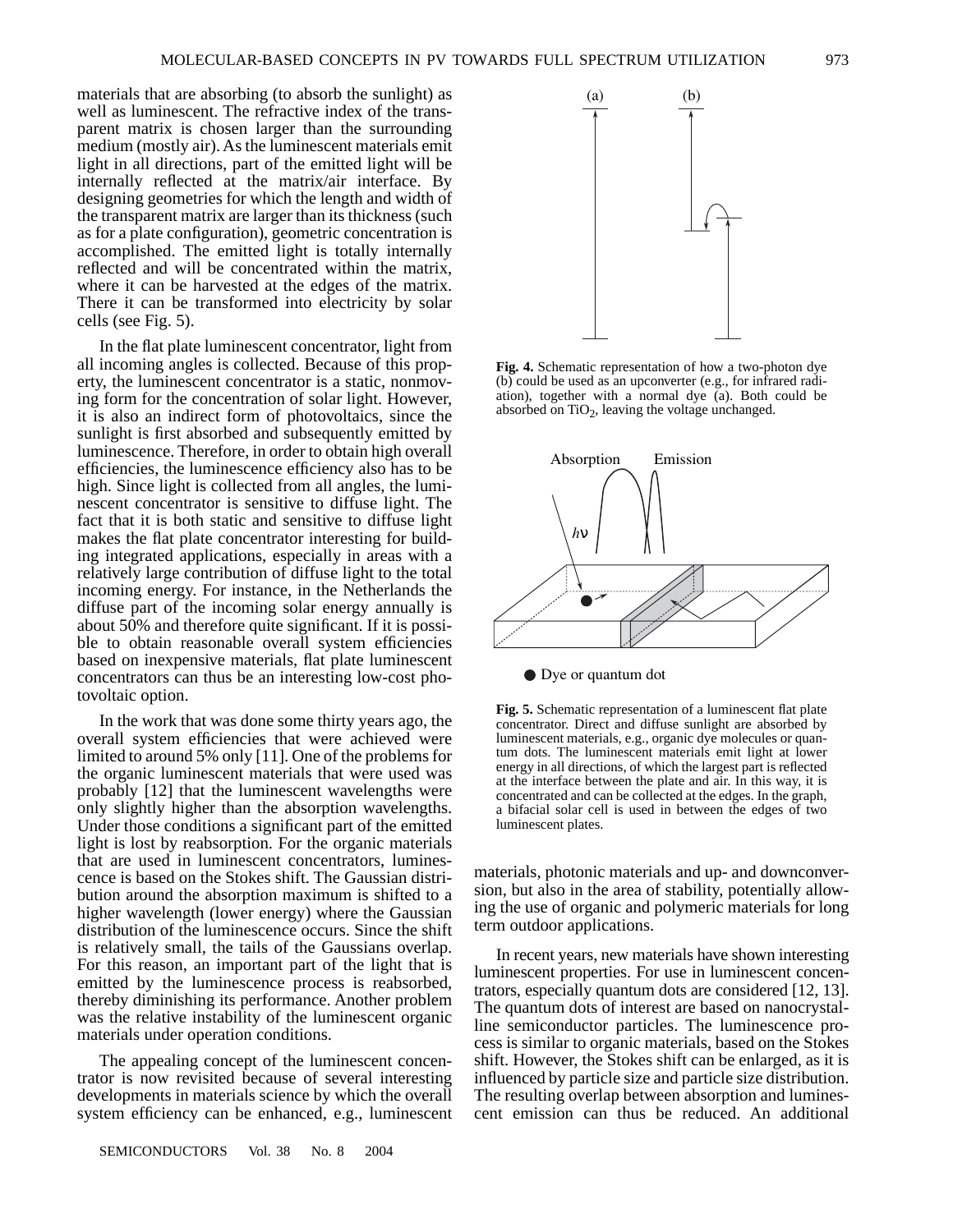materials that are absorbing (to absorb the sunlight) as well as luminescent. The refractive index of the transparent matrix is chosen larger than the surrounding medium (mostly air). As the luminescent materials emit light in all directions, part of the emitted light will be internally reflected at the matrix/air interface. By designing geometries for which the length and width of the transparent matrix are larger than its thickness (such as for a plate configuration), geometric concentration is accomplished. The emitted light is totally internally reflected and will be concentrated within the matrix, where it can be harvested at the edges of the matrix. There it can be transformed into electricity by solar cells (see Fig. 5).

In the flat plate luminescent concentrator, light from all incoming angles is collected. Because of this property, the luminescent concentrator is a static, nonmoving form for the concentration of solar light. However, it is also an indirect form of photovoltaics, since the sunlight is first absorbed and subsequently emitted by luminescence. Therefore, in order to obtain high overall efficiencies, the luminescence efficiency also has to be high. Since light is collected from all angles, the luminescent concentrator is sensitive to diffuse light. The fact that it is both static and sensitive to diffuse light makes the flat plate concentrator interesting for building integrated applications, especially in areas with a relatively large contribution of diffuse light to the total incoming energy. For instance, in the Netherlands the diffuse part of the incoming solar energy annually is about 50% and therefore quite significant. If it is possible to obtain reasonable overall system efficiencies based on inexpensive materials, flat plate luminescent concentrators can thus be an interesting low-cost photovoltaic option.

In the work that was done some thirty years ago, the overall system efficiencies that were achieved were limited to around 5% only [11]. One of the problems for the organic luminescent materials that were used was probably [12] that the luminescent wavelengths were only slightly higher than the absorption wavelengths. Under those conditions a significant part of the emitted light is lost by reabsorption. For the organic materials that are used in luminescent concentrators, luminescence is based on the Stokes shift. The Gaussian distribution around the absorption maximum is shifted to a higher wavelength (lower energy) where the Gaussian distribution of the luminescence occurs. Since the shift is relatively small, the tails of the Gaussians overlap. For this reason, an important part of the light that is emitted by the luminescence process is reabsorbed, thereby diminishing its performance. Another problem was the relative instability of the luminescent organic materials under operation conditions.

The appealing concept of the luminescent concentrator is now revisited because of several interesting developments in materials science by which the overall system efficiency can be enhanced, e.g., luminescent materials, photonic materials and up- and downconversion, but also in the area of stability, potentially allowing the use of organic and polymeric materials for long term outdoor applications.

**Fig. 4.** Schematic representation of how a two-photon dye (b) could be used as an upconverter (e.g., for infrared radiation), together with a normal dye (a). Both could be absorbed on $TiO_2$, leaving the voltage unchanged.

**Fig. 5.** Schematic representation of a luminescent flat plate concentrator. Direct and diffuse sunlight are absorbed by luminescent materials, e.g., organic dye molecules or quantum dots. The luminescent materials emit light at lower energy in all directions, of which the largest part is reflected at the interface between the plate and air. In this way, it is concentrated and can be collected at the edges. In the graph, a bifacial solar cell is used in between the edges of two luminescent plates.

In recent years, new materials have shown interesting luminescent properties. For use in luminescent concentrators, especially quantum dots are considered [12, 13]. The quantum dots of interest are based on nanocrystalline semiconductor particles. The luminescence process is similar to organic materials, based on the Stokes shift. However, the Stokes shift can be enlarged, as it is influenced by particle size and particle size distribution. The resulting overlap between absorption and luminescent emission can thus be reduced. An additional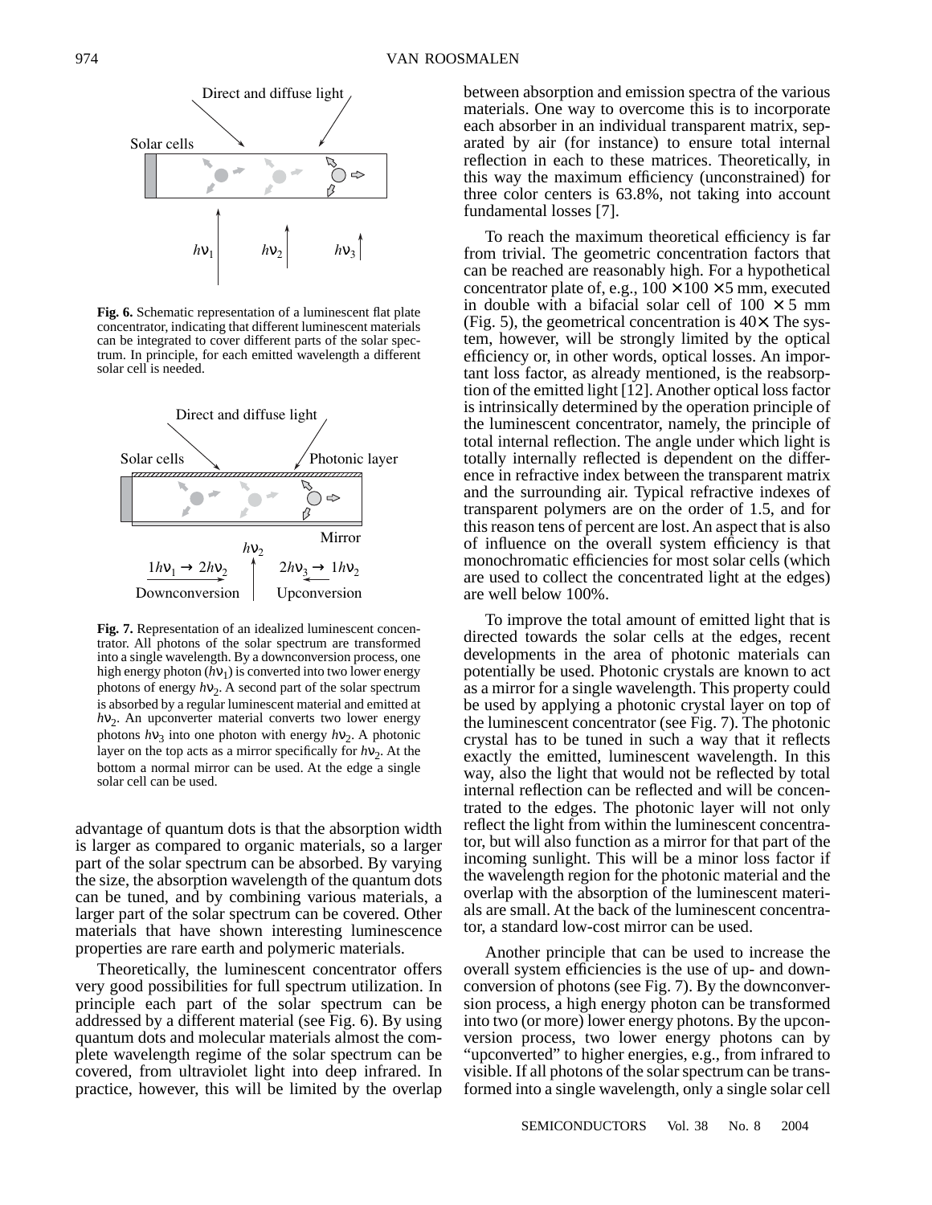Direct and diffuse light

Solar cells

$h\nu_1$ $h\nu_2$ $h\nu_3$

**Fig. 6.** Schematic representation of a luminescent flat plate concentrator, indicating that different luminescent materials can be integrated to cover different parts of the solar spectrum. In principle, for each emitted wavelength a different solar cell is needed.

Direct and diffuse light

Solar cells

Photonic layer

Mirror

$h\nu_2$

$1h\nu_1 \rightarrow 2h\nu_2$

Downconversion

$2h\nu_3 \rightarrow 1h\nu_2$

Upconversion

**Fig. 7.** Representation of an idealized luminescent concentrator. All photons of the solar spectrum are transformed into a single wavelength. By a downconversion process, one high energy photon ($h\nu_1$) is converted into two lower energy photons of energy $h\nu_2$. A second part of the solar spectrum is absorbed by a regular luminescent material and emitted at $h\nu_2$. An upconverter material converts two lower energy photons $h\nu_3$ into one photon with energy $h\nu_2$. A photonic layer on the top acts as a mirror specifically for $h\nu_2$. At the bottom a normal mirror can be used. At the edge a single solar cell can be used.

advantage of quantum dots is that the absorption width is larger as compared to organic materials, so a larger part of the solar spectrum can be absorbed. By varying the size, the absorption wavelength of the quantum dots can be tuned, and by combining various materials, a larger part of the solar spectrum can be covered. Other materials that have shown interesting luminescence properties are rare earth and polymeric materials.

Theoretically, the luminescent concentrator offers very good possibilities for full spectrum utilization. In principle each part of the solar spectrum can be addressed by a different material (see Fig. 6). By using quantum dots and molecular materials almost the complete wavelength regime of the solar spectrum can be covered, from ultraviolet light into deep infrared. In practice, however, this will be limited by the overlap between absorption and emission spectra of the various materials. One way to overcome this is to incorporate each absorber in an individual transparent matrix, separated by air (for instance) to ensure total internal reflection in each to these matrices. Theoretically, in this way the maximum efficiency (unconstrained) for three color centers is 63.8%, not taking into account fundamental losses [7].

To reach the maximum theoretical efficiency is far from trivial. The geometric concentration factors that can be reached are reasonably high. For a hypothetical concentrator plate of, e.g., $100 \times 100 \times 5$ mm, executed in double with a bifacial solar cell of $100 \times 5$ mm (Fig. 5), the geometrical concentration is $40\times$. The system, however, will be strongly limited by the optical efficiency or, in other words, optical losses. An important loss factor, as already mentioned, is the reabsorption of the emitted light [12]. Another optical loss factor is intrinsically determined by the operation principle of the luminescent concentrator, namely, the principle of total internal reflection. The angle under which light is totally internally reflected is dependent on the difference in refractive index between the transparent matrix and the surrounding air. Typical refractive indexes of transparent polymers are on the order of 1.5, and for this reason tens of percent are lost. An aspect that is also of influence on the overall system efficiency is that monochromatic efficiencies for most solar cells (which are used to collect the concentrated light at the edges) are well below 100%.

To improve the total amount of emitted light that is directed towards the solar cells at the edges, recent developments in the area of photonic materials can potentially be used. Photonic crystals are known to act as a mirror for a single wavelength. This property could be used by applying a photonic crystal layer on top of the luminescent concentrator (see Fig. 7). The photonic crystal has to be tuned in such a way that it reflects exactly the emitted, luminescent wavelength. In this way, also the light that would not be reflected by total internal reflection can be reflected and will be concentrated to the edges. The photonic layer will not only reflect the light from within the luminescent concentrator, but will also function as a mirror for that part of the incoming sunlight. This will be a minor loss factor if the wavelength region for the photonic material and the overlap with the absorption of the luminescent materials are small. At the back of the luminescent concentrator, a standard low-cost mirror can be used.

Another principle that can be used to increase the overall system efficiencies is the use of up- and downconversion of photons (see Fig. 7). By the downconversion process, a high energy photon can be transformed into two (or more) lower energy photons. By the upconversion process, two lower energy photons can by "upconverted" to higher energies, e.g., from infrared to visible. If all photons of the solar spectrum can be transformed into a single wavelength, only a single solar cell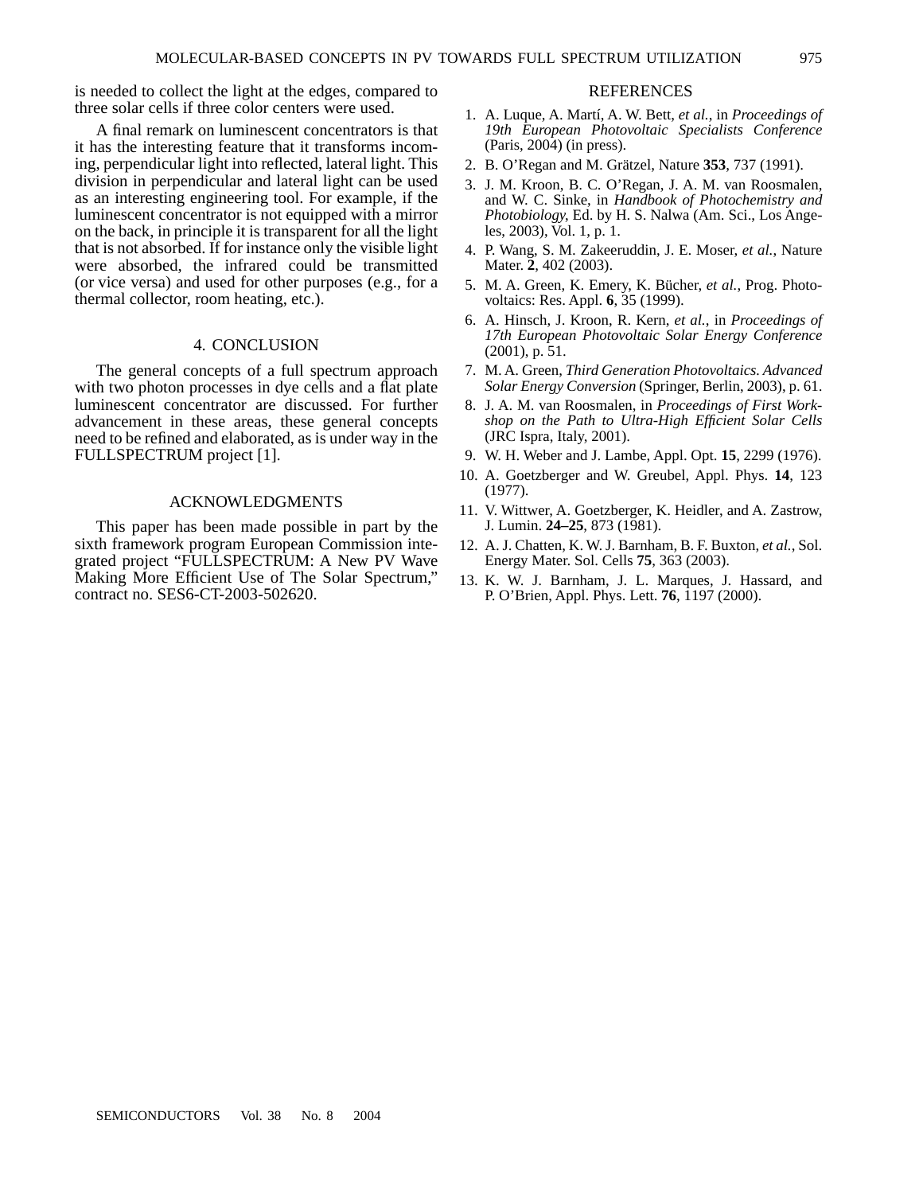is needed to collect the light at the edges, compared to three solar cells if three color centers were used.

A final remark on luminescent concentrators is that it has the interesting feature that it transforms incoming, perpendicular light into reflected, lateral light. This division in perpendicular and lateral light can be used as an interesting engineering tool. For example, if the luminescent concentrator is not equipped with a mirror on the back, in principle it is transparent for all the light that is not absorbed. If for instance only the visible light were absorbed, the infrared could be transmitted (or vice versa) and used for other purposes (e.g., for a thermal collector, room heating, etc.).

## 4. CONCLUSION

The general concepts of a full spectrum approach with two photon processes in dye cells and a flat plate luminescent concentrator are discussed. For further advancement in these areas, these general concepts need to be refined and elaborated, as is under way in the FULLSPECTRUM project [1].

## ACKNOWLEDGMENTS

This paper has been made possible in part by the sixth framework program European Commission integrated project "FULLSPECTRUM: A New PV Wave Making More Efficient Use of The Solar Spectrum," contract no. SES6-CT-2003-502620.

## REFERENCES

1. A. Luque, A. Martí, A. W. Bett, *et al.*, in *Proceedings of 19th European Photovoltaic Specialists Conference* (Paris, 2004) (in press).
2. B. O'Regan and M. Grätzel, Nature **353**, 737 (1991).
3. J. M. Kroon, B. C. O'Regan, J. A. M. van Roosmalen, and W. C. Sinke, in *Handbook of Photochemistry and Photobiology*, Ed. by H. S. Nalwa (Am. Sci., Los Angeles, 2003), Vol. 1, p. 1.
4. P. Wang, S. M. Zakeeruddin, J. E. Moser, *et al.*, Nature Mater. **2**, 402 (2003).
5. M. A. Green, K. Emery, K. Bücher, *et al.*, Prog. Photovoltaics: Res. Appl. **6**, 35 (1999).
6. A. Hinsch, J. Kroon, R. Kern, *et al.*, in *Proceedings of 17th European Photovoltaic Solar Energy Conference* (2001), p. 51.
7. M. A. Green, *Third Generation Photovoltaics. Advanced Solar Energy Conversion* (Springer, Berlin, 2003), p. 61.
8. J. A. M. van Roosmalen, in *Proceedings of First Workshop on the Path to Ultra-High Efficient Solar Cells* (JRC Ispra, Italy, 2001).
9. W. H. Weber and J. Lambe, Appl. Opt. **15**, 2299 (1976).
10. A. Goetzberger and W. Greubel, Appl. Phys. **14**, 123 (1977).
11. V. Wittwer, A. Goetzberger, K. Heidler, and A. Zastrow, J. Lumin. **24–25**, 873 (1981).
12. A. J. Chatten, K. W. J. Barnham, B. F. Buxton, *et al.*, Sol. Energy Mater. Sol. Cells **75**, 363 (2003).
13. K. W. J. Barnham, J. L. Marques, J. Hassard, and P. O'Brien, Appl. Phys. Lett. **76**, 1197 (2000).